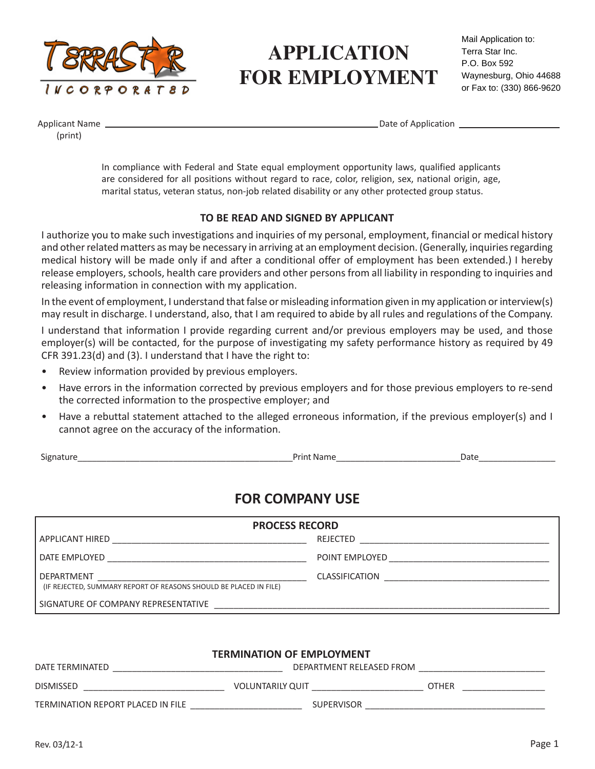TERRASTAR INCORPORATED

# APPLICATION FOR EMPLOYMENT

Mail Application to:
Terra Star Inc.
P.O. Box 592
Waynesburg, Ohio 44688
or Fax to: (330) 866-9620

Applicant Name (print) ______________________________ Date of Application ____________________

In compliance with Federal and State equal employment opportunity laws, qualified applicants are considered for all positions without regard to race, color, religion, sex, national origin, age, marital status, veteran status, non-job related disability or any other protected group status.

**TO BE READ AND SIGNED BY APPLICANT**

I authorize you to make such investigations and inquiries of my personal, employment, financial or medical history and other related matters as may be necessary in arriving at an employment decision. (Generally, inquiries regarding medical history will be made only if and after a conditional offer of employment has been extended.) I hereby release employers, schools, health care providers and other persons from all liability in responding to inquiries and releasing information in connection with my application.

In the event of employment, I understand that false or misleading information given in my application or interview(s) may result in discharge. I understand, also, that I am required to abide by all rules and regulations of the Company.

I understand that information I provide regarding current and/or previous employers may be used, and those employer(s) will be contacted, for the purpose of investigating my safety performance history as required by 49 CFR 391.23(d) and (3). I understand that I have the right to:

- Review information provided by previous employers.
- Have errors in the information corrected by previous employers and for those previous employers to re-send the corrected information to the prospective employer; and
- Have a rebuttal statement attached to the alleged erroneous information, if the previous employer(s) and I cannot agree on the accuracy of the information.

Signature______________________________ Print Name____________________ Date______________

## FOR COMPANY USE

**PROCESS RECORD**

| | |
|---|---|
| APPLICANT HIRED ____________________ | REJECTED ____________________ |
| DATE EMPLOYED ____________________ | POINT EMPLOYED ____________________ |
| DEPARTMENT ____________________ (IF REJECTED, SUMMARY REPORT OF REASONS SHOULD BE PLACED IN FILE) | CLASSIFICATION ____________________ |
| SIGNATURE OF COMPANY REPRESENTATIVE ____________________ | |

**TERMINATION OF EMPLOYMENT**

DATE TERMINATED ____________________ DEPARTMENT RELEASED FROM ____________________

DISMISSED ____________________ VOLUNTARILY QUIT ____________________ OTHER ______________

TERMINATION REPORT PLACED IN FILE ____________________ SUPERVISOR ____________________

Rev. 03/12-1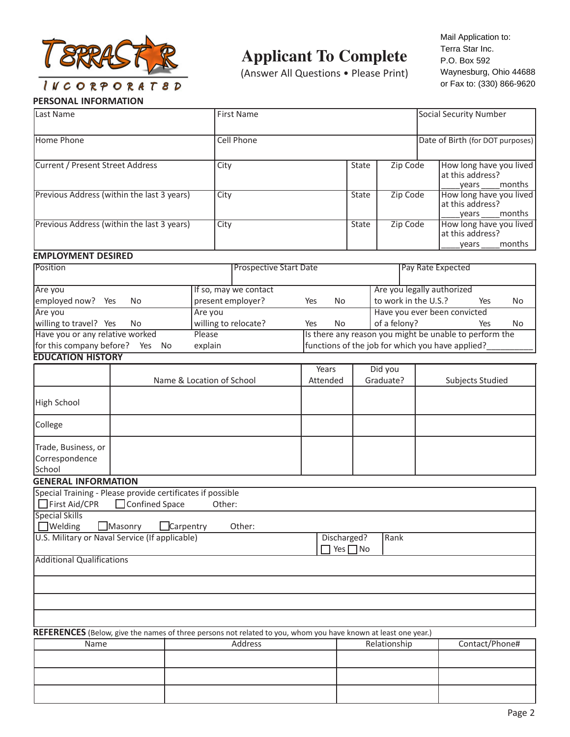TERRASTAR INCORPORATED

# Applicant To Complete

(Answer All Questions • Please Print)

Mail Application to:
Terra Star Inc.
P.O. Box 592
Waynesburg, Ohio 44688
or Fax to: (330) 866-9620

## PERSONAL INFORMATION

| Last Name | First Name | | | Social Security Number |
|---|---|---|---|---|
| Home Phone | Cell Phone | | | Date of Birth (for DOT purposes) |
| Current / Present Street Address | City | State | Zip Code | How long have you lived at this address? ____years ____months |
| Previous Address (within the last 3 years) | City | State | Zip Code | How long have you lived at this address? ____years ____months |
| Previous Address (within the last 3 years) | City | State | Zip Code | How long have you lived at this address? ____years ____months |

## EMPLOYMENT DESIRED

| Position | Prospective Start Date | Pay Rate Expected |
|---|---|---|
| Are you employed now? Yes No | If so, may we contact present employer? Yes No | Are you legally authorized to work in the U.S.? Yes No |
| Are you willing to travel? Yes No | Are you willing to relocate? Yes No | Have you ever been convicted of a felony? Yes No |
| Have you or any relative worked for this company before? Yes No | Please explain | Is there any reason you might be unable to perform the functions of the job for which you have applied?__________ |

## EDUCATION HISTORY

| | Name & Location of School | Years Attended | Did you Graduate? | Subjects Studied |
|---|---|---|---|---|
| High School | | | | |
| College | | | | |
| Trade, Business, or Correspondence School | | | | |

## GENERAL INFORMATION

| Special Training - Please provide certificates if possible<br>☐ First Aid/CPR ☐ Confined Space Other: | | |
|---|---|---|
| Special Skills<br>☐ Welding ☐ Masonry ☐ Carpentry Other: | | |
| U.S. Military or Naval Service (If applicable) | Discharged? ☐ Yes ☐ No | Rank |
| Additional Qualifications | | |
| | | |
| | | |
| | | |

**REFERENCES** (Below, give the names of three persons not related to you, whom you have known at least one year.)

| Name | Address | Relationship | Contact/Phone# |
|---|---|---|---|
| | | | |
| | | | |
| | | | |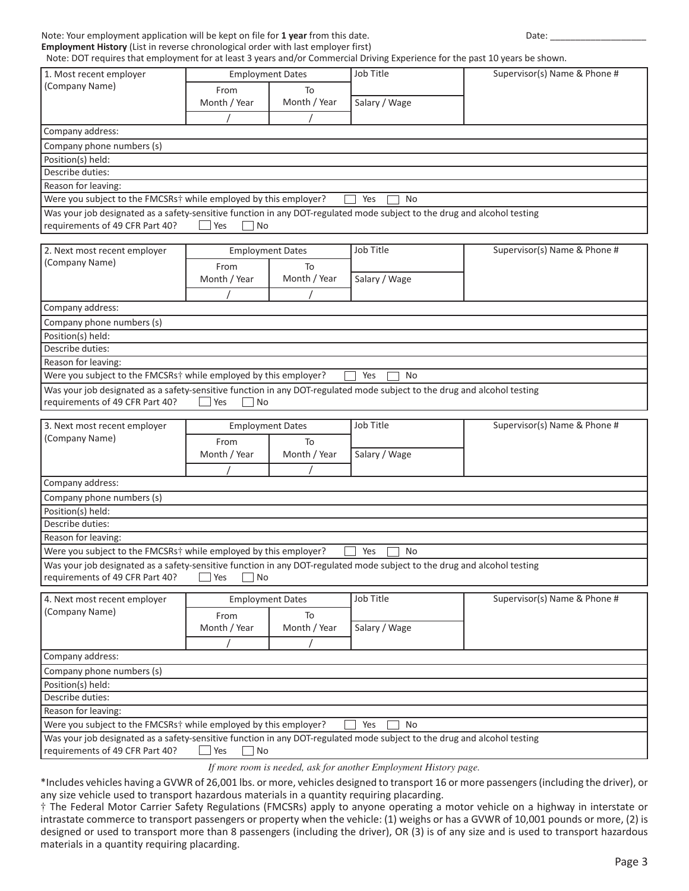Note: Your employment application will be kept on file for **1 year** from this date. Date: ___________________

**Employment History** (List in reverse chronological order with last employer first)

Note: DOT requires that employment for at least 3 years and/or Commercial Driving Experience for the past 10 years be shown.

| 1. Most recent employer (Company Name) | Employment Dates | | Job Title | Supervisor(s) Name & Phone # |
|---|---|---|---|---|
| | From Month / Year | To Month / Year | Salary / Wage | |
| | / | / | | |
| Company address: | | | | |
| Company phone numbers (s) | | | | |
| Position(s) held: | | | | |
| Describe duties: | | | | |
| Reason for leaving: | | | | |
| Were you subject to the FMCSRs† while employed by this employer? ☐ Yes ☐ No | | | | |
| Was your job designated as a safety-sensitive function in any DOT-regulated mode subject to the drug and alcohol testing requirements of 49 CFR Part 40? ☐ Yes ☐ No | | | | |

| 2. Next most recent employer (Company Name) | Employment Dates | | Job Title | Supervisor(s) Name & Phone # |
|---|---|---|---|---|
| | From Month / Year | To Month / Year | Salary / Wage | |
| | / | / | | |
| Company address: | | | | |
| Company phone numbers (s) | | | | |
| Position(s) held: | | | | |
| Describe duties: | | | | |
| Reason for leaving: | | | | |
| Were you subject to the FMCSRs† while employed by this employer? ☐ Yes ☐ No | | | | |
| Was your job designated as a safety-sensitive function in any DOT-regulated mode subject to the drug and alcohol testing requirements of 49 CFR Part 40? ☐ Yes ☐ No | | | | |

| 3. Next most recent employer (Company Name) | Employment Dates | | Job Title | Supervisor(s) Name & Phone # |
|---|---|---|---|---|
| | From Month / Year | To Month / Year | Salary / Wage | |
| | / | / | | |
| Company address: | | | | |
| Company phone numbers (s) | | | | |
| Position(s) held: | | | | |
| Describe duties: | | | | |
| Reason for leaving: | | | | |
| Were you subject to the FMCSRs† while employed by this employer? ☐ Yes ☐ No | | | | |
| Was your job designated as a safety-sensitive function in any DOT-regulated mode subject to the drug and alcohol testing requirements of 49 CFR Part 40? ☐ Yes ☐ No | | | | |

| 4. Next most recent employer (Company Name) | Employment Dates | | Job Title | Supervisor(s) Name & Phone # |
|---|---|---|---|---|
| | From Month / Year | To Month / Year | Salary / Wage | |
| | / | / | | |
| Company address: | | | | |
| Company phone numbers (s) | | | | |
| Position(s) held: | | | | |
| Describe duties: | | | | |
| Reason for leaving: | | | | |
| Were you subject to the FMCSRs† while employed by this employer? ☐ Yes ☐ No | | | | |
| Was your job designated as a safety-sensitive function in any DOT-regulated mode subject to the drug and alcohol testing requirements of 49 CFR Part 40? ☐ Yes ☐ No | | | | |

*If more room is needed, ask for another Employment History page.*

*Includes vehicles having a GVWR of 26,001 lbs. or more, vehicles designed to transport 16 or more passengers (including the driver), or any size vehicle used to transport hazardous materials in a quantity requiring placarding.

† The Federal Motor Carrier Safety Regulations (FMCSRs) apply to anyone operating a motor vehicle on a highway in interstate or intrastate commerce to transport passengers or property when the vehicle: (1) weighs or has a GVWR of 10,001 pounds or more, (2) is designed or used to transport more than 8 passengers (including the driver), OR (3) is of any size and is used to transport hazardous materials in a quantity requiring placarding.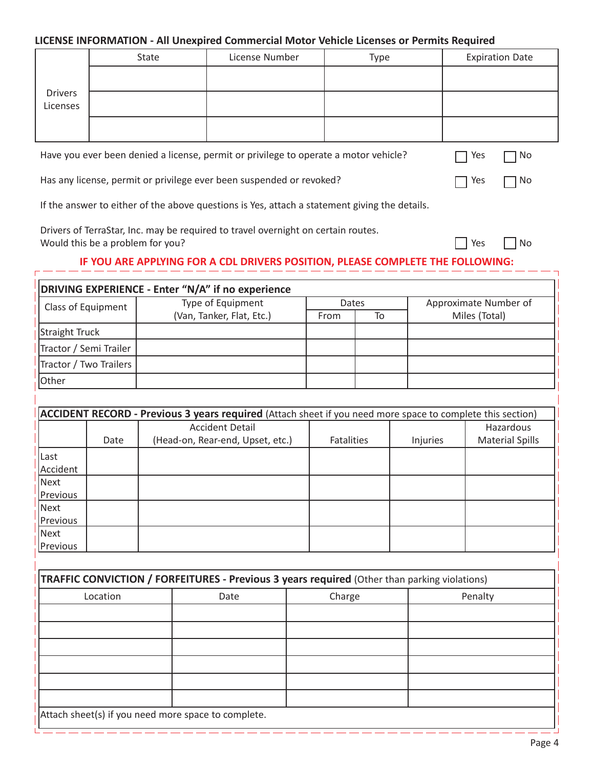## LICENSE INFORMATION - All Unexpired Commercial Motor Vehicle Licenses or Permits Required

| | State | License Number | Type | Expiration Date |
|---|---|---|---|---|
| Drivers Licenses | | | | |
| | | | | |
| | | | | |

Have you ever been denied a license, permit or privilege to operate a motor vehicle? ☐ Yes ☐ No

Has any license, permit or privilege ever been suspended or revoked? ☐ Yes ☐ No

If the answer to either of the above questions is Yes, attach a statement giving the details.

Drivers of TerraStar, Inc. may be required to travel overnight on certain routes.
Would this be a problem for you? ☐ Yes ☐ No

**IF YOU ARE APPLYING FOR A CDL DRIVERS POSITION, PLEASE COMPLETE THE FOLLOWING:**

**DRIVING EXPERIENCE - Enter "N/A" if no experience**

| Class of Equipment | Type of Equipment (Van, Tanker, Flat, Etc.) | Dates | | Approximate Number of Miles (Total) |
|---|---|---|---|---|
| | | From | To | |
| Straight Truck | | | | |
| Tractor / Semi Trailer | | | | |
| Tractor / Two Trailers | | | | |
| Other | | | | |

**ACCIDENT RECORD - Previous 3 years required** (Attach sheet if you need more space to complete this section)

| | Date | Accident Detail (Head-on, Rear-end, Upset, etc.) | Fatalities | Injuries | Hazardous Material Spills |
|---|---|---|---|---|---|
| Last Accident | | | | | |
| Next Previous | | | | | |
| Next Previous | | | | | |
| Next Previous | | | | | |

**TRAFFIC CONVICTION / FORFEITURES - Previous 3 years required** (Other than parking violations)

| Location | Date | Charge | Penalty |
|---|---|---|---|
| | | | |
| | | | |
| | | | |
| | | | |
| | | | |
| | | | |

Attach sheet(s) if you need more space to complete.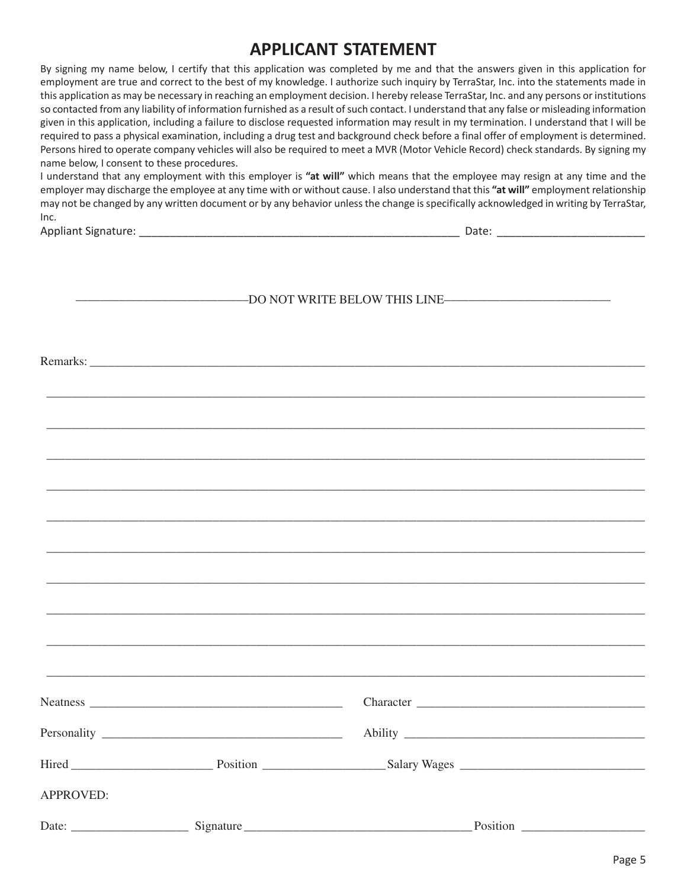# APPLICANT STATEMENT

By signing my name below, I certify that this application was completed by me and that the answers given in this application for employment are true and correct to the best of my knowledge. I authorize such inquiry by TerraStar, Inc. into the statements made in this application as may be necessary in reaching an employment decision. I hereby release TerraStar, Inc. and any persons or institutions so contacted from any liability of information furnished as a result of such contact. I understand that any false or misleading information given in this application, including a failure to disclose requested information may result in my termination. I understand that I will be required to pass a physical examination, including a drug test and background check before a final offer of employment is determined. Persons hired to operate company vehicles will also be required to meet a MVR (Motor Vehicle Record) check standards. By signing my name below, I consent to these procedures.

I understand that any employment with this employer is **"at will"** which means that the employee may resign at any time and the employer may discharge the employee at any time with or without cause. I also understand that this **"at will"** employment relationship may not be changed by any written document or by any behavior unless the change is specifically acknowledged in writing by TerraStar, Inc.

Appliant Signature: ______________________________ Date: ____________________

——————————DO NOT WRITE BELOW THIS LINE——————————

Remarks: ____________________________________________________________

____________________________________________________________

____________________________________________________________

____________________________________________________________

____________________________________________________________

____________________________________________________________

____________________________________________________________

____________________________________________________________

____________________________________________________________

____________________________________________________________

____________________________________________________________

Neatness ______________________________ Character ______________________________

Personality ______________________________ Ability ______________________________

Hired ____________________ Position ____________________ Salary Wages ____________________

APPROVED:

Date: ____________________ Signature ______________________________ Position ____________________